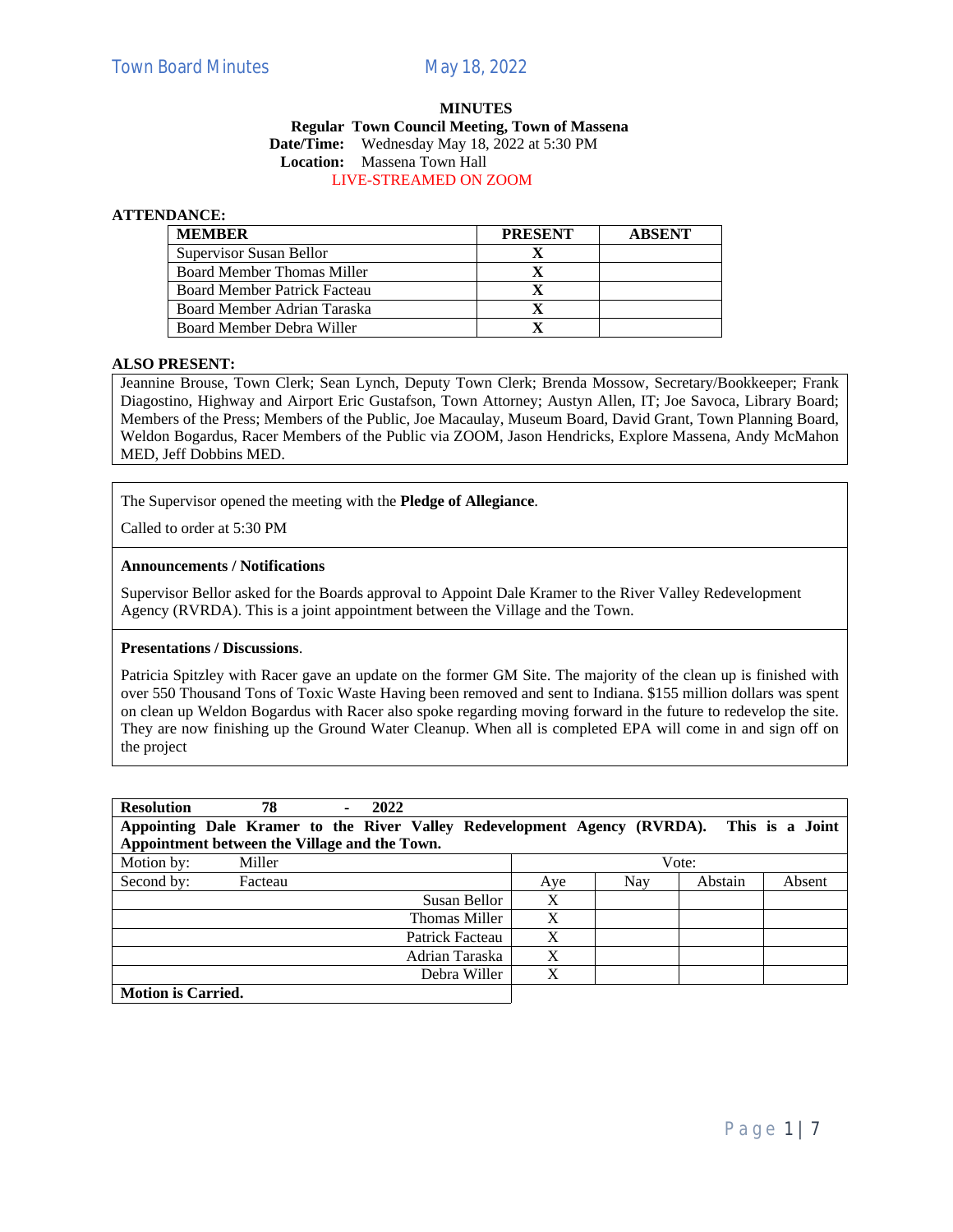**MINUTES**

**Regular Town Council Meeting, Town of Massena**

**Date/Time:** Wednesday May 18, 2022 at 5:30 PM

**Location:** Massena Town Hall

LIVE-STREAMED ON ZOOM

**ATTENDANCE:**

| MEMBER | PRESENT | ABSENT |
|---|---|---|
| Supervisor Susan Bellor | X | |
| Board Member Thomas Miller | X | |
| Board Member Patrick Facteau | X | |
| Board Member Adrian Taraska | X | |
| Board Member Debra Willer | X | |

**ALSO PRESENT:**

Jeannine Brouse, Town Clerk; Sean Lynch, Deputy Town Clerk; Brenda Mossow, Secretary/Bookkeeper; Frank Diagostino, Highway and Airport Eric Gustafson, Town Attorney; Austyn Allen, IT; Joe Savoca, Library Board; Members of the Press; Members of the Public, Joe Macaulay, Museum Board, David Grant, Town Planning Board, Weldon Bogardus, Racer Members of the Public via ZOOM, Jason Hendricks, Explore Massena, Andy McMahon MED, Jeff Dobbins MED.

The Supervisor opened the meeting with the **Pledge of Allegiance**.

Called to order at 5:30 PM

**Announcements / Notifications**

Supervisor Bellor asked for the Boards approval to Appoint Dale Kramer to the River Valley Redevelopment Agency (RVRDA). This is a joint appointment between the Village and the Town.

**Presentations / Discussions**.

Patricia Spitzley with Racer gave an update on the former GM Site. The majority of the clean up is finished with over 550 Thousand Tons of Toxic Waste Having been removed and sent to Indiana. $155 million dollars was spent on clean up Weldon Bogardus with Racer also spoke regarding moving forward in the future to redevelop the site. They are now finishing up the Ground Water Cleanup. When all is completed EPA will come in and sign off on the project

| **Resolution 78 - 2022** | | | | |
|---|---|---|---|---|
| **Appointing Dale Kramer to the River Valley Redevelopment Agency (RVRDA). This is a Joint Appointment between the Village and the Town.** | | | | |
| Motion by: Miller | Vote: | | | |
| Second by: Facteau | Aye | Nay | Abstain | Absent |
| Susan Bellor | X | | | |
| Thomas Miller | X | | | |
| Patrick Facteau | X | | | |
| Adrian Taraska | X | | | |
| Debra Willer | X | | | |
| **Motion is Carried.** | | | | |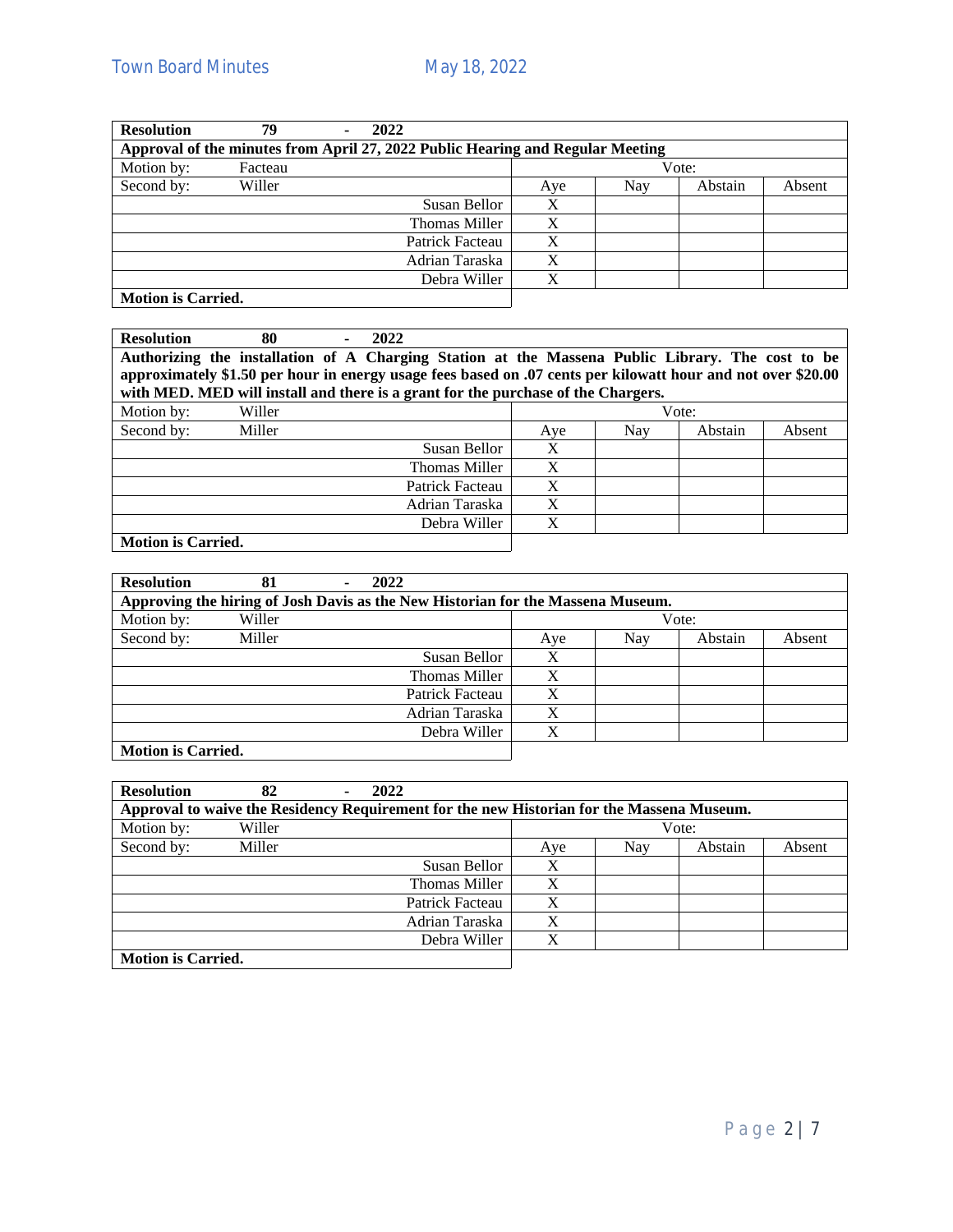| Resolution 79 - 2022 | | | | |
|---|---|---|---|---|
| **Approval of the minutes from April 27, 2022 Public Hearing and Regular Meeting** | | | | |
| Motion by: Facteau | Vote: | | | |
| Second by: Willer | Aye | Nay | Abstain | Absent |
| Susan Bellor | X | | | |
| Thomas Miller | X | | | |
| Patrick Facteau | X | | | |
| Adrian Taraska | X | | | |
| Debra Willer | X | | | |
| **Motion is Carried.** | | | | |

| Resolution 80 - 2022 | | | | |
|---|---|---|---|---|
| **Authorizing the installation of A Charging Station at the Massena Public Library. The cost to be approximately $1.50 per hour in energy usage fees based on .07 cents per kilowatt hour and not over $20.00 with MED. MED will install and there is a grant for the purchase of the Chargers.** | | | | |
| Motion by: Willer | Vote: | | | |
| Second by: Miller | Aye | Nay | Abstain | Absent |
| Susan Bellor | X | | | |
| Thomas Miller | X | | | |
| Patrick Facteau | X | | | |
| Adrian Taraska | X | | | |
| Debra Willer | X | | | |
| **Motion is Carried.** | | | | |

| Resolution 81 - 2022 | | | | |
|---|---|---|---|---|
| **Approving the hiring of Josh Davis as the New Historian for the Massena Museum.** | | | | |
| Motion by: Willer | Vote: | | | |
| Second by: Miller | Aye | Nay | Abstain | Absent |
| Susan Bellor | X | | | |
| Thomas Miller | X | | | |
| Patrick Facteau | X | | | |
| Adrian Taraska | X | | | |
| Debra Willer | X | | | |
| **Motion is Carried.** | | | | |

| Resolution 82 - 2022 | | | | |
|---|---|---|---|---|
| **Approval to waive the Residency Requirement for the new Historian for the Massena Museum.** | | | | |
| Motion by: Willer | Vote: | | | |
| Second by: Miller | Aye | Nay | Abstain | Absent |
| Susan Bellor | X | | | |
| Thomas Miller | X | | | |
| Patrick Facteau | X | | | |
| Adrian Taraska | X | | | |
| Debra Willer | X | | | |
| **Motion is Carried.** | | | | |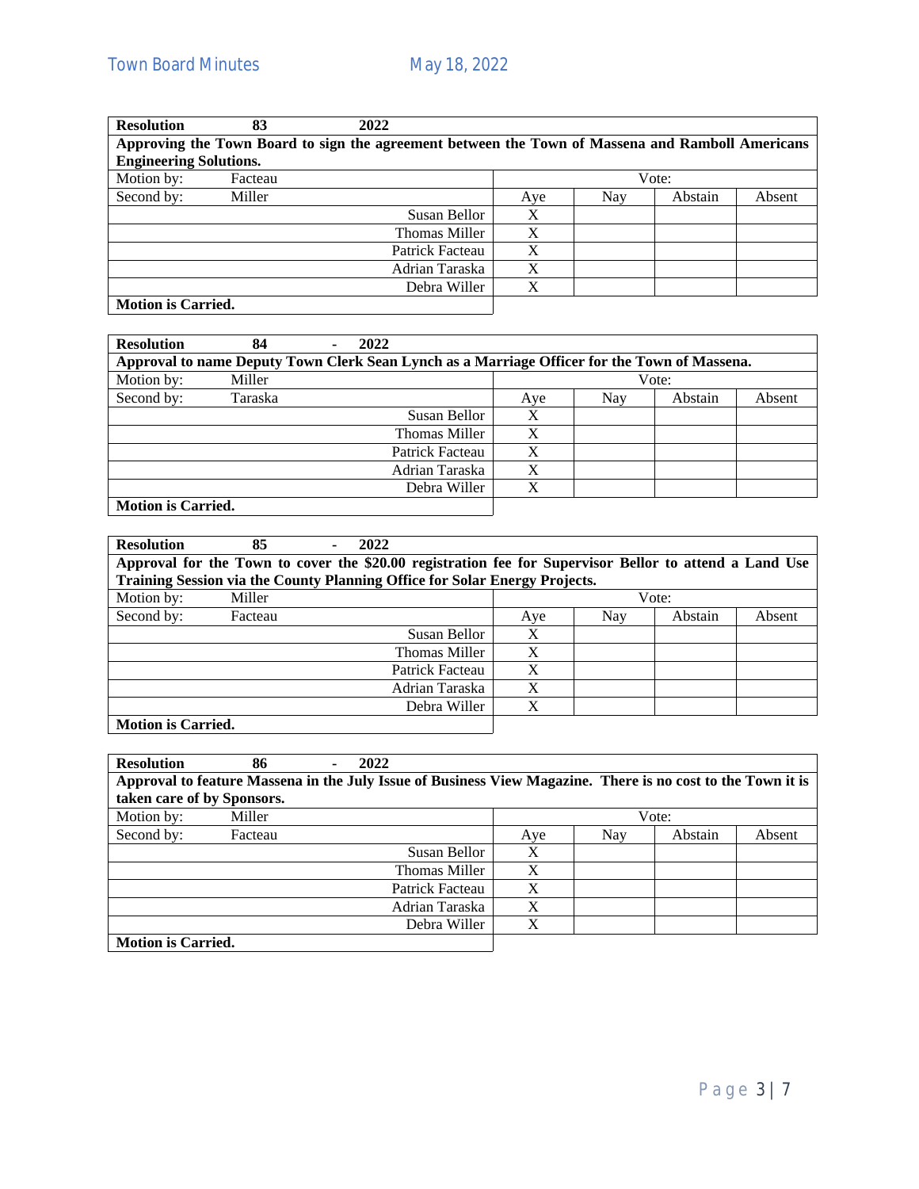| **Resolution** | **83** | **2022** | | | |
|---|---|---|---|---|---|
| **Approving the Town Board to sign the agreement between the Town of Massena and Ramboll Americans Engineering Solutions.** | | | | | |
| Motion by: | Facteau | Vote: | | | |
| Second by: | Miller | Aye | Nay | Abstain | Absent |
| | Susan Bellor | X | | | |
| | Thomas Miller | X | | | |
| | Patrick Facteau | X | | | |
| | Adrian Taraska | X | | | |
| | Debra Willer | X | | | |
| **Motion is Carried.** | | | | | |

| **Resolution** | **84** | **- 2022** | | | |
|---|---|---|---|---|---|
| **Approval to name Deputy Town Clerk Sean Lynch as a Marriage Officer for the Town of Massena.** | | | | | |
| Motion by: | Miller | Vote: | | | |
| Second by: | Taraska | Aye | Nay | Abstain | Absent |
| | Susan Bellor | X | | | |
| | Thomas Miller | X | | | |
| | Patrick Facteau | X | | | |
| | Adrian Taraska | X | | | |
| | Debra Willer | X | | | |
| **Motion is Carried.** | | | | | |

| **Resolution** | **85** | **- 2022** | | | |
|---|---|---|---|---|---|
| **Approval for the Town to cover the $20.00 registration fee for Supervisor Bellor to attend a Land Use Training Session via the County Planning Office for Solar Energy Projects.** | | | | | |
| Motion by: | Miller | Vote: | | | |
| Second by: | Facteau | Aye | Nay | Abstain | Absent |
| | Susan Bellor | X | | | |
| | Thomas Miller | X | | | |
| | Patrick Facteau | X | | | |
| | Adrian Taraska | X | | | |
| | Debra Willer | X | | | |
| **Motion is Carried.** | | | | | |

| **Resolution** | **86** | **- 2022** | | | |
|---|---|---|---|---|---|
| **Approval to feature Massena in the July Issue of Business View Magazine. There is no cost to the Town it is taken care of by Sponsors.** | | | | | |
| Motion by: | Miller | Vote: | | | |
| Second by: | Facteau | Aye | Nay | Abstain | Absent |
| | Susan Bellor | X | | | |
| | Thomas Miller | X | | | |
| | Patrick Facteau | X | | | |
| | Adrian Taraska | X | | | |
| | Debra Willer | X | | | |
| **Motion is Carried.** | | | | | |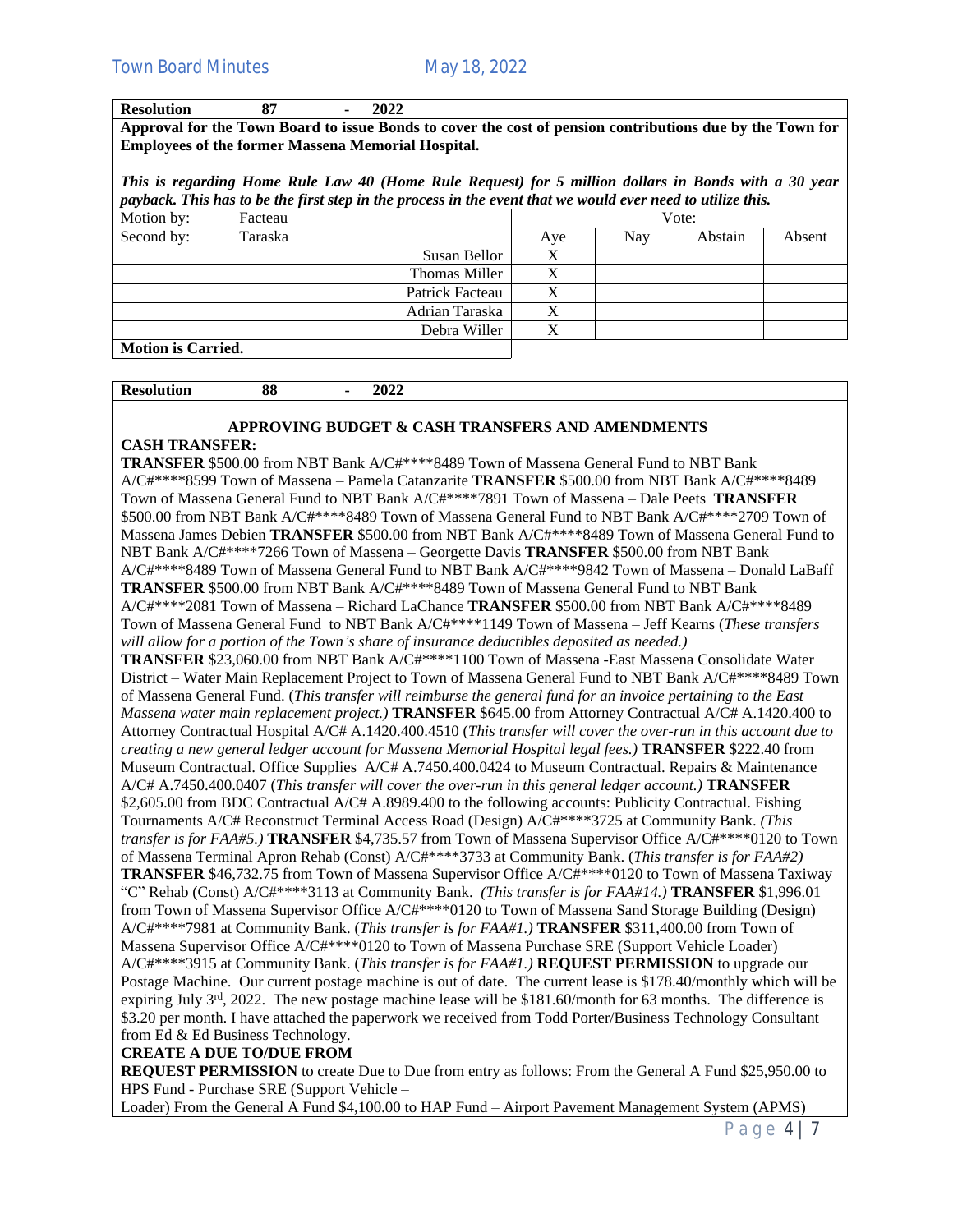| **Resolution** | **87** | **-** | **2022** | | |
|---|---|---|---|---|---|
| **Approval for the Town Board to issue Bonds to cover the cost of pension contributions due by the Town for Employees of the former Massena Memorial Hospital.** *This is regarding Home Rule Law 40 (Home Rule Request) for 5 million dollars in Bonds with a 30 year payback. This has to be the first step in the process in the event that we would ever need to utilize this.* | | | | | |
| Motion by: | Facteau | Vote: | | | |
| Second by: | Taraska | Aye | Nay | Abstain | Absent |
| | Susan Bellor | X | | | |
| | Thomas Miller | X | | | |
| | Patrick Facteau | X | | | |
| | Adrian Taraska | X | | | |
| | Debra Willer | X | | | |
| **Motion is Carried.** | | | | | |

| **Resolution** | **88** | **-** | **2022** |
|---|---|---|---|

**APPROVING BUDGET & CASH TRANSFERS AND AMENDMENTS**

**CASH TRANSFER:**

**TRANSFER** $500.00 from NBT Bank A/C#****8489 Town of Massena General Fund to NBT Bank A/C#****8599 Town of Massena – Pamela Catanzarite **TRANSFER** $500.00 from NBT Bank A/C#****8489 Town of Massena General Fund to NBT Bank A/C#****7891 Town of Massena – Dale Peets **TRANSFER** $500.00 from NBT Bank A/C#****8489 Town of Massena General Fund to NBT Bank A/C#****2709 Town of Massena James Debien **TRANSFER** $500.00 from NBT Bank A/C#****8489 Town of Massena General Fund to NBT Bank A/C#****7266 Town of Massena – Georgette Davis **TRANSFER** $500.00 from NBT Bank A/C#****8489 Town of Massena General Fund to NBT Bank A/C#****9842 Town of Massena – Donald LaBaff **TRANSFER** $500.00 from NBT Bank A/C#****8489 Town of Massena General Fund to NBT Bank A/C#****2081 Town of Massena – Richard LaChance **TRANSFER** $500.00 from NBT Bank A/C#****8489 Town of Massena General Fund to NBT Bank A/C#****1149 Town of Massena – Jeff Kearns (*These transfers will allow for a portion of the Town's share of insurance deductibles deposited as needed.)*

**TRANSFER** $23,060.00 from NBT Bank A/C#****1100 Town of Massena -East Massena Consolidate Water District – Water Main Replacement Project to Town of Massena General Fund to NBT Bank A/C#****8489 Town of Massena General Fund. (*This transfer will reimburse the general fund for an invoice pertaining to the East Massena water main replacement project.)* **TRANSFER** $645.00 from Attorney Contractual A/C# A.1420.400 to Attorney Contractual Hospital A/C# A.1420.400.4510 (*This transfer will cover the over-run in this account due to creating a new general ledger account for Massena Memorial Hospital legal fees.)* **TRANSFER** $222.40 from Museum Contractual. Office Supplies A/C# A.7450.400.0424 to Museum Contractual. Repairs & Maintenance A/C# A.7450.400.0407 (*This transfer will cover the over-run in this general ledger account.)* **TRANSFER** $2,605.00 from BDC Contractual A/C# A.8989.400 to the following accounts: Publicity Contractual. Fishing Tournaments A/C# Reconstruct Terminal Access Road (Design) A/C#****3725 at Community Bank. *(This transfer is for FAA#5.)* **TRANSFER** $4,735.57 from Town of Massena Supervisor Office A/C#****0120 to Town of Massena Terminal Apron Rehab (Const) A/C#****3733 at Community Bank. (*This transfer is for FAA#2)* **TRANSFER** $46,732.75 from Town of Massena Supervisor Office A/C#****0120 to Town of Massena Taxiway "C" Rehab (Const) A/C#****3113 at Community Bank. *(This transfer is for FAA#14.)* **TRANSFER** $1,996.01 from Town of Massena Supervisor Office A/C#****0120 to Town of Massena Sand Storage Building (Design) A/C#****7981 at Community Bank. (*This transfer is for FAA#1.)* **TRANSFER** $311,400.00 from Town of Massena Supervisor Office A/C#****0120 to Town of Massena Purchase SRE (Support Vehicle Loader) A/C#****3915 at Community Bank. (*This transfer is for FAA#1.)* **REQUEST PERMISSION** to upgrade our Postage Machine. Our current postage machine is out of date. The current lease is $178.40/monthly which will be expiring July 3rd, 2022. The new postage machine lease will be $181.60/month for 63 months. The difference is $3.20 per month. I have attached the paperwork we received from Todd Porter/Business Technology Consultant from Ed & Ed Business Technology.

**CREATE A DUE TO/DUE FROM**

**REQUEST PERMISSION** to create Due to Due from entry as follows: From the General A Fund $25,950.00 to HPS Fund - Purchase SRE (Support Vehicle – Loader) From the General A Fund $4,100.00 to HAP Fund – Airport Pavement Management System (APMS)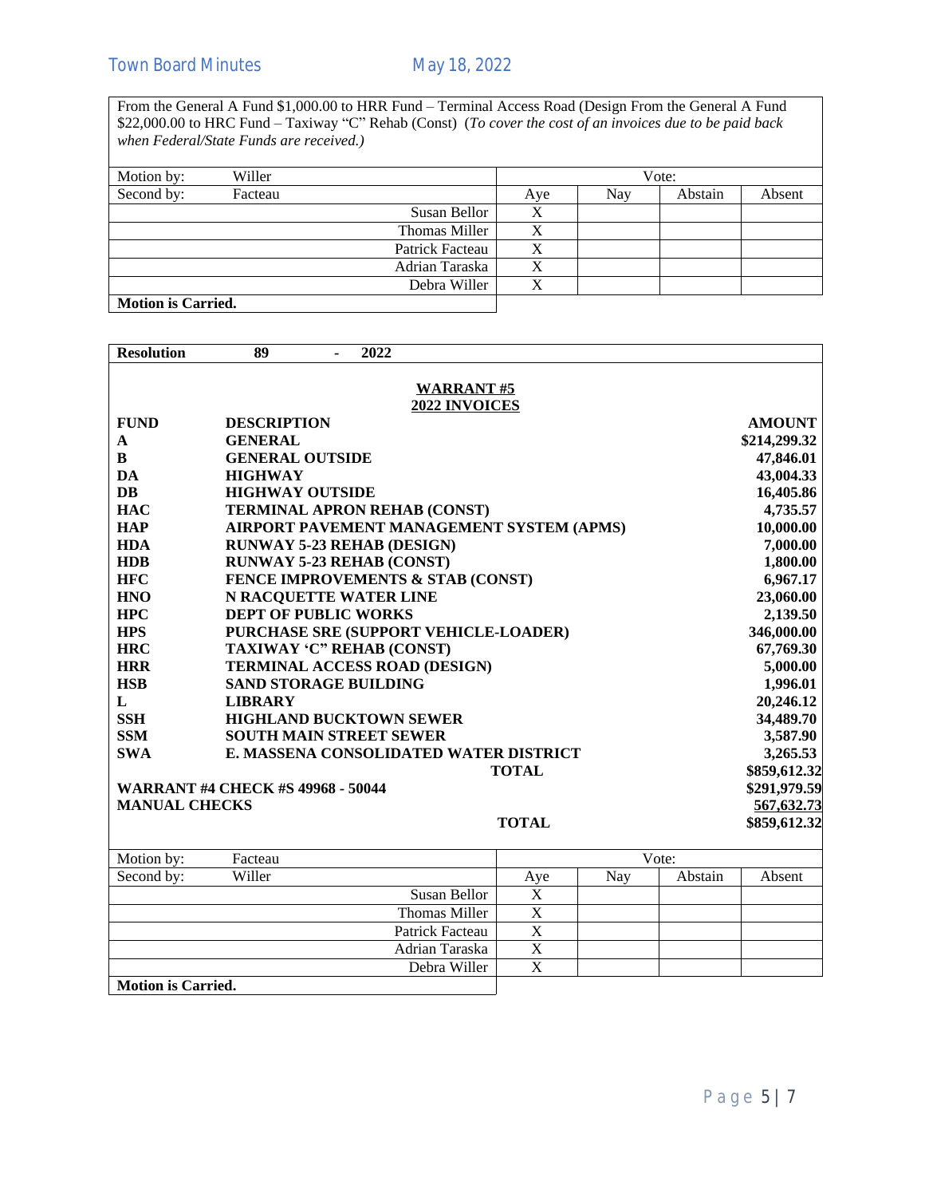From the General A Fund $1,000.00 to HRR Fund – Terminal Access Road (Design From the General A Fund $22,000.00 to HRC Fund – Taxiway "C" Rehab (Const) (*To cover the cost of an invoices due to be paid back when Federal/State Funds are received.*)

| | | Vote: | | | |
|---|---|---|---|---|---|
| Motion by: | Willer | | | | |
| Second by: | Facteau | Aye | Nay | Abstain | Absent |
| | Susan Bellor | X | | | |
| | Thomas Miller | X | | | |
| | Patrick Facteau | X | | | |
| | Adrian Taraska | X | | | |
| | Debra Willer | X | | | |

**Motion is Carried.**

**Resolution 89 - 2022**

**WARRANT #5**
**2022 INVOICES**

| FUND | DESCRIPTION | AMOUNT |
|---|---|---|
| **A** | **GENERAL** | **$214,299.32** |
| **B** | **GENERAL OUTSIDE** | **47,846.01** |
| **DA** | **HIGHWAY** | **43,004.33** |
| **DB** | **HIGHWAY OUTSIDE** | **16,405.86** |
| **HAC** | **TERMINAL APRON REHAB (CONST)** | **4,735.57** |
| **HAP** | **AIRPORT PAVEMENT MANAGEMENT SYSTEM (APMS)** | **10,000.00** |
| **HDA** | **RUNWAY 5-23 REHAB (DESIGN)** | **7,000.00** |
| **HDB** | **RUNWAY 5-23 REHAB (CONST)** | **1,800.00** |
| **HFC** | **FENCE IMPROVEMENTS & STAB (CONST)** | **6,967.17** |
| **HNO** | **N RACQUETTE WATER LINE** | **23,060.00** |
| **HPC** | **DEPT OF PUBLIC WORKS** | **2,139.50** |
| **HPS** | **PURCHASE SRE (SUPPORT VEHICLE-LOADER)** | **346,000.00** |
| **HRC** | **TAXIWAY 'C' REHAB (CONST)** | **67,769.30** |
| **HRR** | **TERMINAL ACCESS ROAD (DESIGN)** | **5,000.00** |
| **HSB** | **SAND STORAGE BUILDING** | **1,996.01** |
| **L** | **LIBRARY** | **20,246.12** |
| **SSH** | **HIGHLAND BUCKTOWN SEWER** | **34,489.70** |
| **SSM** | **SOUTH MAIN STREET SEWER** | **3,587.90** |
| **SWA** | **E. MASSENA CONSOLIDATED WATER DISTRICT** | **3,265.53** |
| | **TOTAL** | **$859,612.32** |
| **WARRANT #4 CHECK #S 49968 - 50044** | | **$291,979.59** |
| **MANUAL CHECKS** | | **567,632.73** |
| | **TOTAL** | **$859,612.32** |

| | | Vote: | | | |
|---|---|---|---|---|---|
| Motion by: | Facteau | | | | |
| Second by: | Willer | Aye | Nay | Abstain | Absent |
| | Susan Bellor | X | | | |
| | Thomas Miller | X | | | |
| | Patrick Facteau | X | | | |
| | Adrian Taraska | X | | | |
| | Debra Willer | X | | | |

**Motion is Carried.**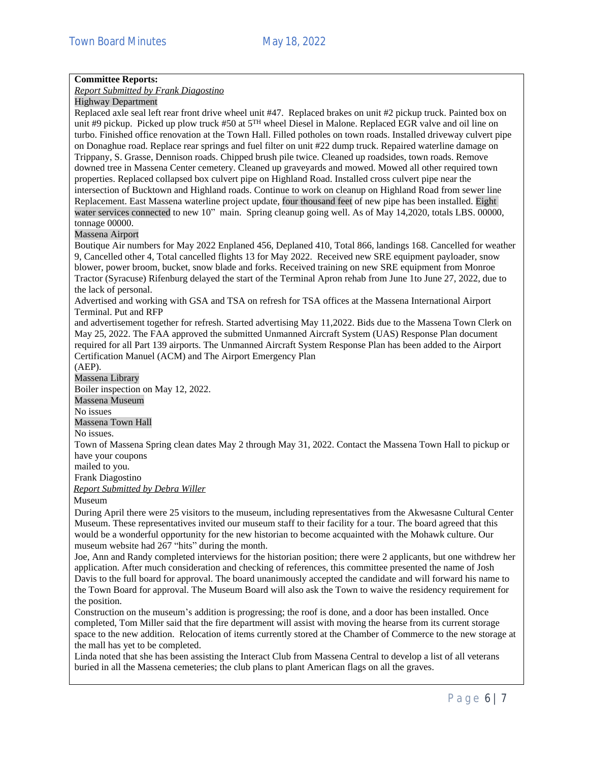**Committee Reports:**

*Report Submitted by Frank Diagostino*

Highway Department

Replaced axle seal left rear front drive wheel unit #47. Replaced brakes on unit #2 pickup truck. Painted box on unit #9 pickup. Picked up plow truck #50 at 5TH wheel Diesel in Malone. Replaced EGR valve and oil line on turbo. Finished office renovation at the Town Hall. Filled potholes on town roads. Installed driveway culvert pipe on Donaghue road. Replace rear springs and fuel filter on unit #22 dump truck. Repaired waterline damage on Trippany, S. Grasse, Dennison roads. Chipped brush pile twice. Cleaned up roadsides, town roads. Remove downed tree in Massena Center cemetery. Cleaned up graveyards and mowed. Mowed all other required town properties. Replaced collapsed box culvert pipe on Highland Road. Installed cross culvert pipe near the intersection of Bucktown and Highland roads. Continue to work on cleanup on Highland Road from sewer line Replacement. East Massena waterline project update, four thousand feet of new pipe has been installed. Eight water services connected to new 10" main. Spring cleanup going well. As of May 14,2020, totals LBS. 00000, tonnage 00000.

Massena Airport

Boutique Air numbers for May 2022 Enplaned 456, Deplaned 410, Total 866, landings 168. Cancelled for weather 9, Cancelled other 4, Total cancelled flights 13 for May 2022. Received new SRE equipment payloader, snow blower, power broom, bucket, snow blade and forks. Received training on new SRE equipment from Monroe Tractor (Syracuse) Rifenburg delayed the start of the Terminal Apron rehab from June 1to June 27, 2022, due to the lack of personal.

Advertised and working with GSA and TSA on refresh for TSA offices at the Massena International Airport Terminal. Put and RFP and advertisement together for refresh. Started advertising May 11,2022. Bids due to the Massena Town Clerk on May 25, 2022. The FAA approved the submitted Unmanned Aircraft System (UAS) Response Plan document required for all Part 139 airports. The Unmanned Aircraft System Response Plan has been added to the Airport Certification Manuel (ACM) and The Airport Emergency Plan (AEP).

Massena Library

Boiler inspection on May 12, 2022.

Massena Museum

No issues

Massena Town Hall

No issues.

Town of Massena Spring clean dates May 2 through May 31, 2022. Contact the Massena Town Hall to pickup or have your coupons mailed to you.

Frank Diagostino

*Report Submitted by Debra Willer*

Museum

During April there were 25 visitors to the museum, including representatives from the Akwesasne Cultural Center Museum. These representatives invited our museum staff to their facility for a tour. The board agreed that this would be a wonderful opportunity for the new historian to become acquainted with the Mohawk culture. Our museum website had 267 "hits" during the month.

Joe, Ann and Randy completed interviews for the historian position; there were 2 applicants, but one withdrew her application. After much consideration and checking of references, this committee presented the name of Josh Davis to the full board for approval. The board unanimously accepted the candidate and will forward his name to the Town Board for approval. The Museum Board will also ask the Town to waive the residency requirement for the position.

Construction on the museum's addition is progressing; the roof is done, and a door has been installed. Once completed, Tom Miller said that the fire department will assist with moving the hearse from its current storage space to the new addition. Relocation of items currently stored at the Chamber of Commerce to the new storage at the mall has yet to be completed.

Linda noted that she has been assisting the Interact Club from Massena Central to develop a list of all veterans buried in all the Massena cemeteries; the club plans to plant American flags on all the graves.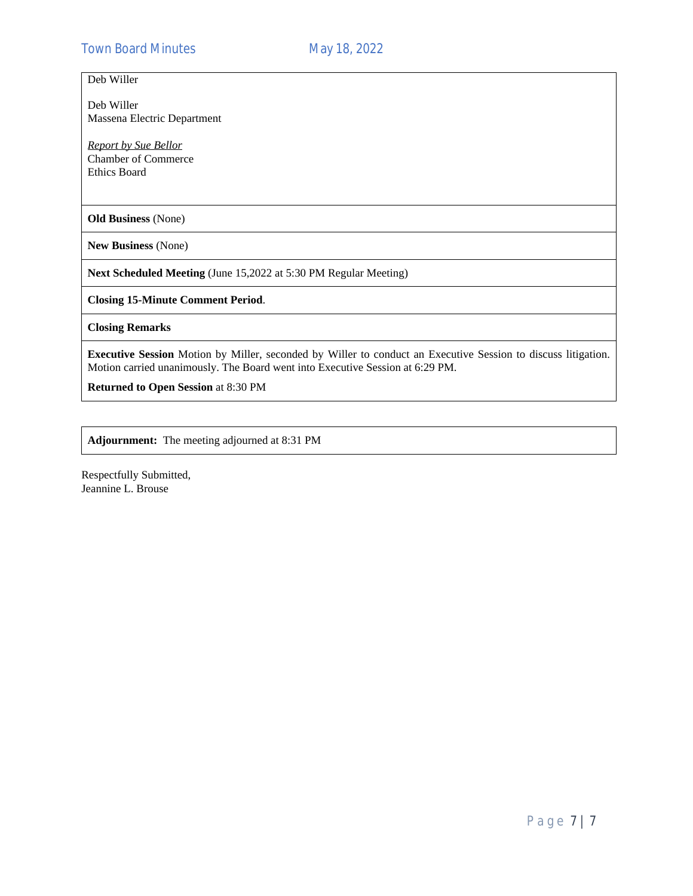Deb Willer

Deb Willer
Massena Electric Department

*Report by Sue Bellor*
Chamber of Commerce
Ethics Board

**Old Business** (None)

**New Business** (None)

**Next Scheduled Meeting** (June 15,2022 at 5:30 PM Regular Meeting)

**Closing 15-Minute Comment Period**.

**Closing Remarks**

**Executive Session** Motion by Miller, seconded by Willer to conduct an Executive Session to discuss litigation. Motion carried unanimously. The Board went into Executive Session at 6:29 PM.

**Returned to Open Session** at 8:30 PM

**Adjournment:** The meeting adjourned at 8:31 PM

Respectfully Submitted,
Jeannine L. Brouse